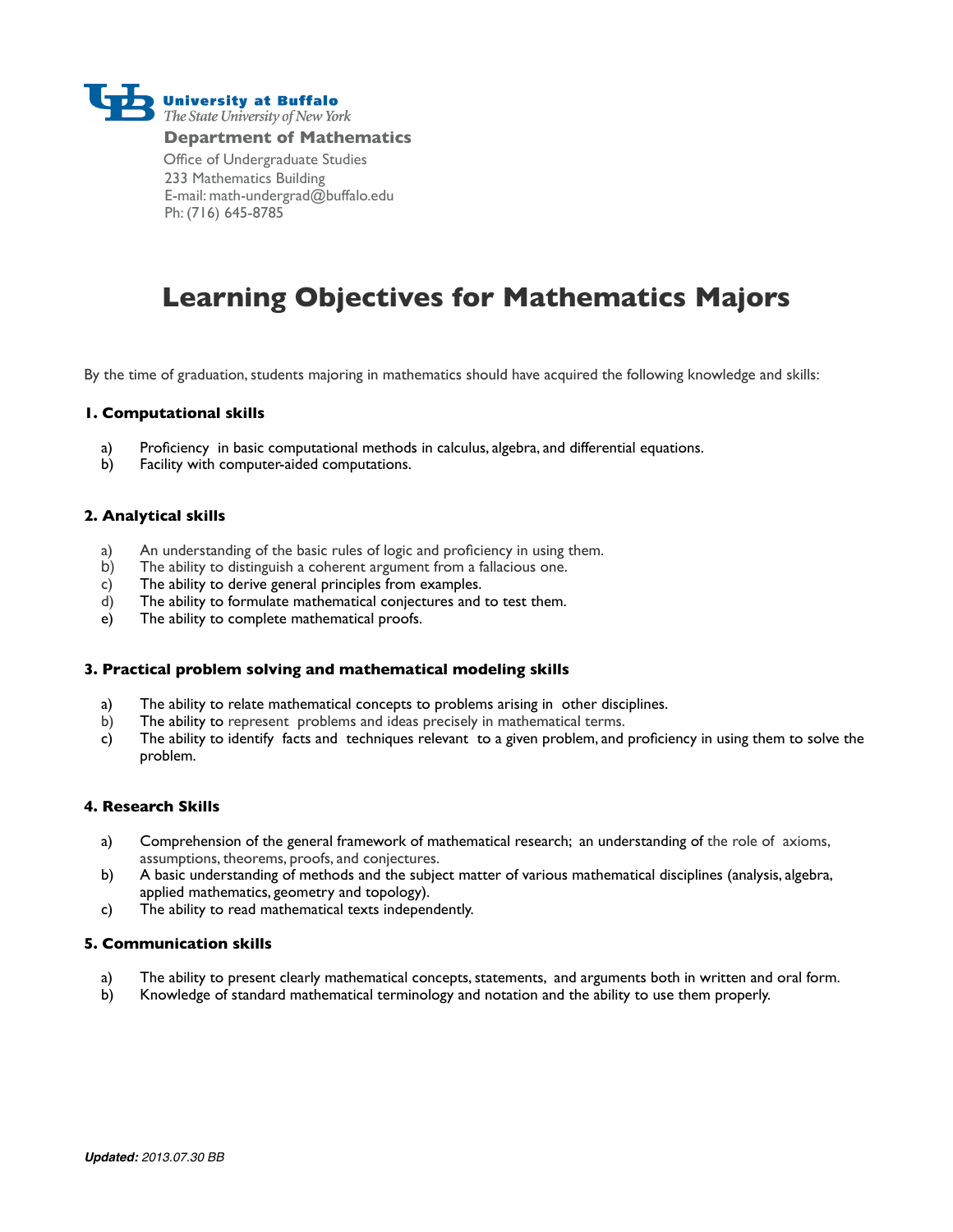**University at Buffalo**
*The State University of New York*

**Department of Mathematics**

Office of Undergraduate Studies
233 Mathematics Building
E-mail: math-undergrad@buffalo.edu
Ph: (716) 645-8785

# Learning Objectives for Mathematics Majors

By the time of graduation, students majoring in mathematics should have acquired the following knowledge and skills:

### 1. Computational skills

a) Proficiency in basic computational methods in calculus, algebra, and differential equations.
b) Facility with computer-aided computations.

### 2. Analytical skills

a) An understanding of the basic rules of logic and proficiency in using them.
b) The ability to distinguish a coherent argument from a fallacious one.
c) The ability to derive general principles from examples.
d) The ability to formulate mathematical conjectures and to test them.
e) The ability to complete mathematical proofs.

### 3. Practical problem solving and mathematical modeling skills

a) The ability to relate mathematical concepts to problems arising in other disciplines.
b) The ability to represent problems and ideas precisely in mathematical terms.
c) The ability to identify facts and techniques relevant to a given problem, and proficiency in using them to solve the problem.

### 4. Research Skills

a) Comprehension of the general framework of mathematical research; an understanding of the role of axioms, assumptions, theorems, proofs, and conjectures.
b) A basic understanding of methods and the subject matter of various mathematical disciplines (analysis, algebra, applied mathematics, geometry and topology).
c) The ability to read mathematical texts independently.

### 5. Communication skills

a) The ability to present clearly mathematical concepts, statements, and arguments both in written and oral form.
b) Knowledge of standard mathematical terminology and notation and the ability to use them properly.

***Updated:*** *2013.07.30 BB*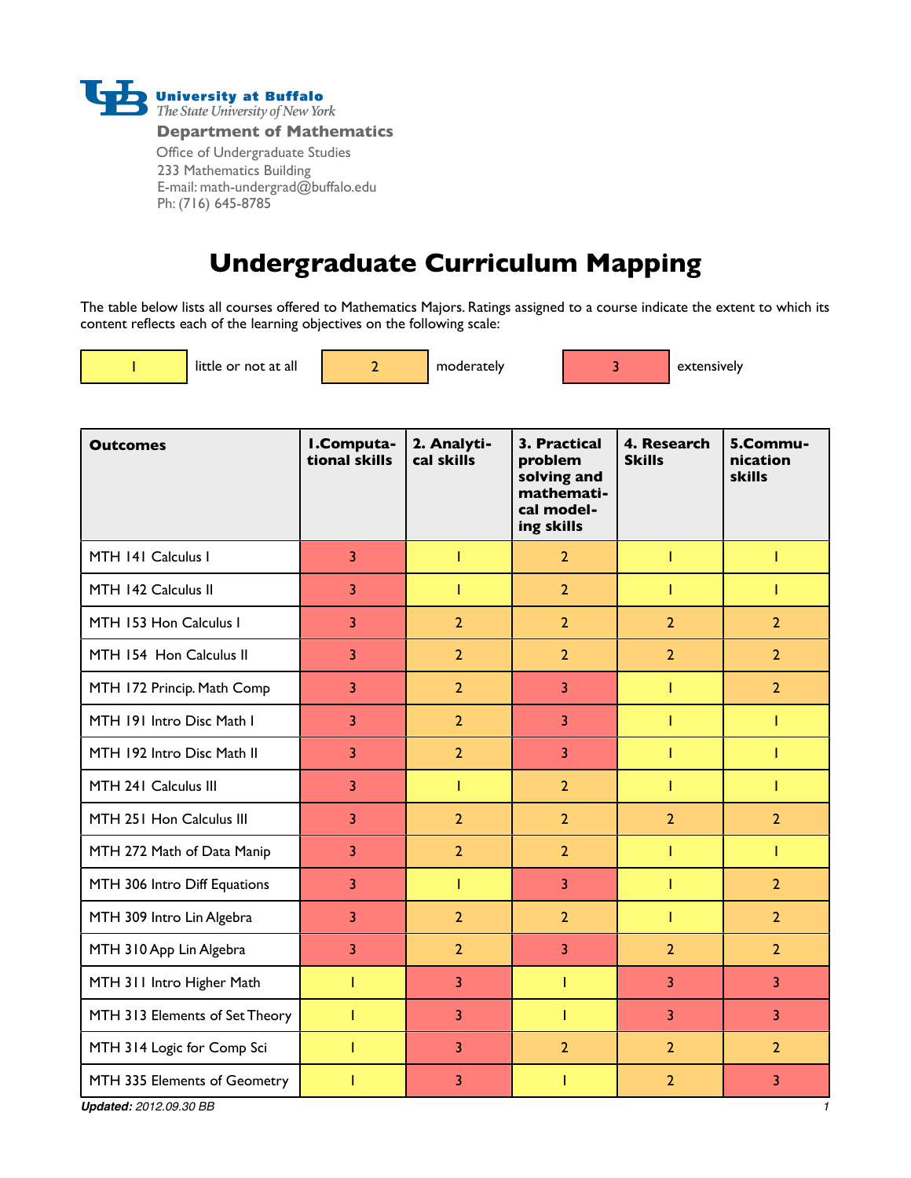University at Buffalo
The State University of New York

**Department of Mathematics**

Office of Undergraduate Studies
233 Mathematics Building
E-mail: math-undergrad@buffalo.edu
Ph: (716) 645-8785

# Undergraduate Curriculum Mapping

The table below lists all courses offered to Mathematics Majors. Ratings assigned to a course indicate the extent to which its content reflects each of the learning objectives on the following scale:

| 1 | little or not at all | 2 | moderately | 3 | extensively |
|---|---|---|---|---|---|

| **Outcomes** | **1.Computational skills** | **2. Analytical skills** | **3. Practical problem solving and mathematical modeling skills** | **4. Research Skills** | **5.Communication skills** |
|---|---|---|---|---|---|
| MTH 141 Calculus I | 3 | 1 | 2 | 1 | 1 |
| MTH 142 Calculus II | 3 | 1 | 2 | 1 | 1 |
| MTH 153 Hon Calculus I | 3 | 2 | 2 | 2 | 2 |
| MTH 154 Hon Calculus II | 3 | 2 | 2 | 2 | 2 |
| MTH 172 Princip. Math Comp | 3 | 2 | 3 | 1 | 2 |
| MTH 191 Intro Disc Math I | 3 | 2 | 3 | 1 | 1 |
| MTH 192 Intro Disc Math II | 3 | 2 | 3 | 1 | 1 |
| MTH 241 Calculus III | 3 | 1 | 2 | 1 | 1 |
| MTH 251 Hon Calculus III | 3 | 2 | 2 | 2 | 2 |
| MTH 272 Math of Data Manip | 3 | 2 | 2 | 1 | 1 |
| MTH 306 Intro Diff Equations | 3 | 1 | 3 | 1 | 2 |
| MTH 309 Intro Lin Algebra | 3 | 2 | 2 | 1 | 2 |
| MTH 310 App Lin Algebra | 3 | 2 | 3 | 2 | 2 |
| MTH 311 Intro Higher Math | 1 | 3 | 1 | 3 | 3 |
| MTH 313 Elements of Set Theory | 1 | 3 | 1 | 3 | 3 |
| MTH 314 Logic for Comp Sci | 1 | 3 | 2 | 2 | 2 |
| MTH 335 Elements of Geometry | 1 | 3 | 1 | 2 | 3 |

***Updated:*** *2012.09.30 BB*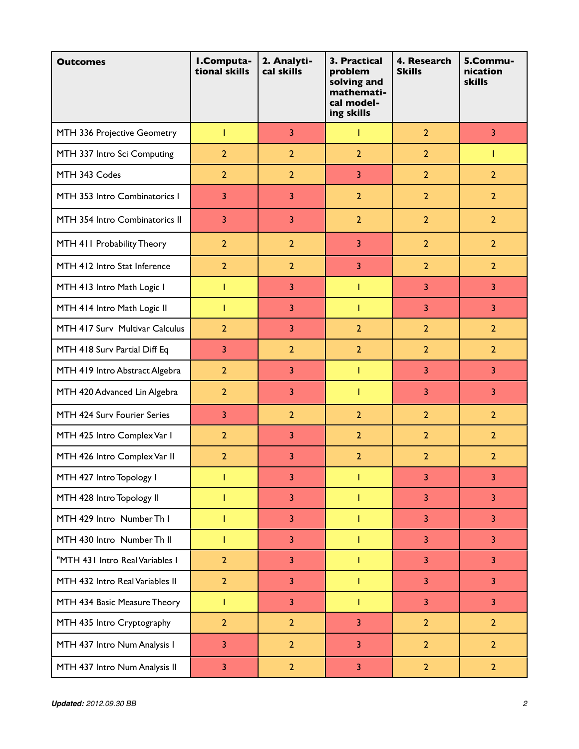| Outcomes | 1.Computational skills | 2. Analytical skills | 3. Practical problem solving and mathematical modeling skills | 4. Research Skills | 5.Communication skills |
|---|---|---|---|---|---|
| MTH 336 Projective Geometry | 1 | 3 | 1 | 2 | 3 |
| MTH 337 Intro Sci Computing | 2 | 2 | 2 | 2 | 1 |
| MTH 343 Codes | 2 | 2 | 3 | 2 | 2 |
| MTH 353 Intro Combinatorics I | 3 | 3 | 2 | 2 | 2 |
| MTH 354 Intro Combinatorics II | 3 | 3 | 2 | 2 | 2 |
| MTH 411 Probability Theory | 2 | 2 | 3 | 2 | 2 |
| MTH 412 Intro Stat Inference | 2 | 2 | 3 | 2 | 2 |
| MTH 413 Intro Math Logic I | 1 | 3 | 1 | 3 | 3 |
| MTH 414 Intro Math Logic II | 1 | 3 | 1 | 3 | 3 |
| MTH 417 Surv Multivar Calculus | 2 | 3 | 2 | 2 | 2 |
| MTH 418 Surv Partial Diff Eq | 3 | 2 | 2 | 2 | 2 |
| MTH 419 Intro Abstract Algebra | 2 | 3 | 1 | 3 | 3 |
| MTH 420 Advanced Lin Algebra | 2 | 3 | 1 | 3 | 3 |
| MTH 424 Surv Fourier Series | 3 | 2 | 2 | 2 | 2 |
| MTH 425 Intro Complex Var I | 2 | 3 | 2 | 2 | 2 |
| MTH 426 Intro Complex Var II | 2 | 3 | 2 | 2 | 2 |
| MTH 427 Intro Topology I | 1 | 3 | 1 | 3 | 3 |
| MTH 428 Intro Topology II | 1 | 3 | 1 | 3 | 3 |
| MTH 429 Intro Number Th I | 1 | 3 | 1 | 3 | 3 |
| MTH 430 Intro Number Th II | 1 | 3 | 1 | 3 | 3 |
| "MTH 431 Intro Real Variables I | 2 | 3 | 1 | 3 | 3 |
| MTH 432 Intro Real Variables II | 2 | 3 | 1 | 3 | 3 |
| MTH 434 Basic Measure Theory | 1 | 3 | 1 | 3 | 3 |
| MTH 435 Intro Cryptography | 2 | 2 | 3 | 2 | 2 |
| MTH 437 Intro Num Analysis I | 3 | 2 | 3 | 2 | 2 |
| MTH 437 Intro Num Analysis II | 3 | 2 | 3 | 2 | 2 |

***Updated:*** *2012.09.30 BB*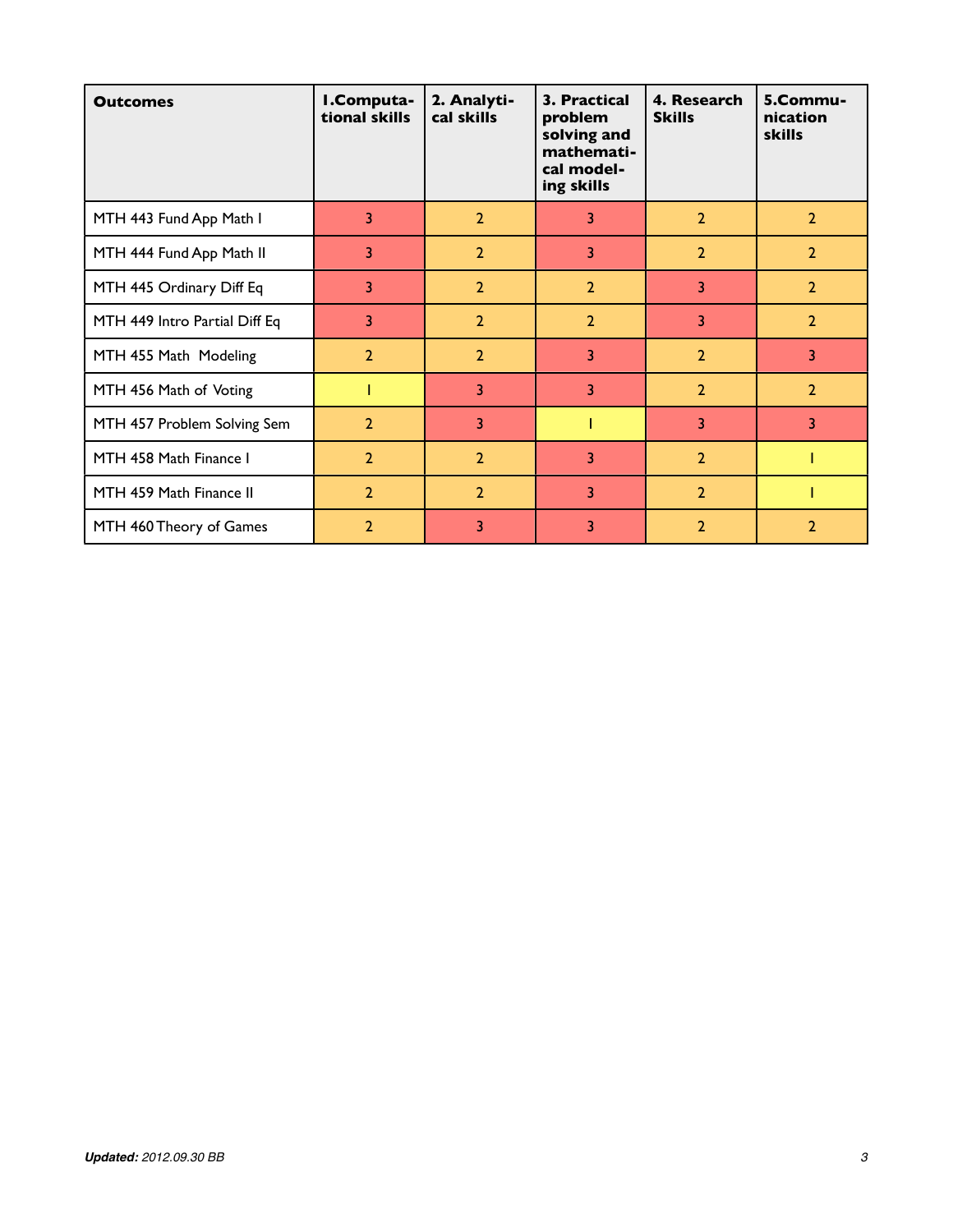| Outcomes | 1.Computational skills | 2. Analytical skills | 3. Practical problem solving and mathematical modeling skills | 4. Research Skills | 5.Communication skills |
| --- | --- | --- | --- | --- | --- |
| MTH 443 Fund App Math I | 3 | 2 | 3 | 2 | 2 |
| MTH 444 Fund App Math II | 3 | 2 | 3 | 2 | 2 |
| MTH 445 Ordinary Diff Eq | 3 | 2 | 2 | 3 | 2 |
| MTH 449 Intro Partial Diff Eq | 3 | 2 | 2 | 3 | 2 |
| MTH 455 Math Modeling | 2 | 2 | 3 | 2 | 3 |
| MTH 456 Math of Voting | 1 | 3 | 3 | 2 | 2 |
| MTH 457 Problem Solving Sem | 2 | 3 | 1 | 3 | 3 |
| MTH 458 Math Finance I | 2 | 2 | 3 | 2 | 1 |
| MTH 459 Math Finance II | 2 | 2 | 3 | 2 | 1 |
| MTH 460 Theory of Games | 2 | 3 | 3 | 2 | 2 |

***Updated:*** *2012.09.30 BB*